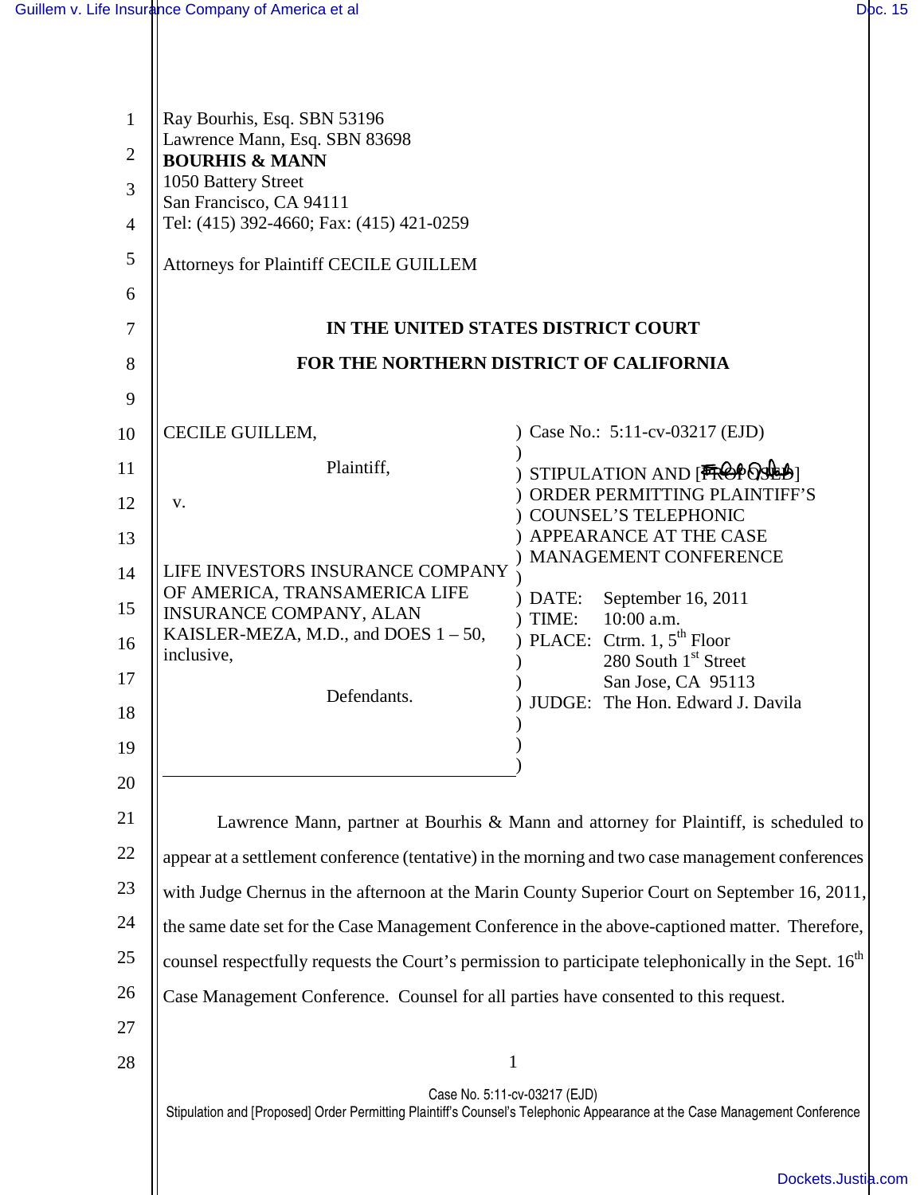Ray Bourhis, Esq. SBN 53196
Lawrence Mann, Esq. SBN 83698
**BOURHIS & MANN**
1050 Battery Street
San Francisco, CA 94111
Tel: (415) 392-4660; Fax: (415) 421-0259

Attorneys for Plaintiff CECILE GUILLEM

**IN THE UNITED STATES DISTRICT COURT**

**FOR THE NORTHERN DISTRICT OF CALIFORNIA**

| | |
|---|---|
| CECILE GUILLEM,<br><br>Plaintiff,<br><br>v.<br><br>LIFE INVESTORS INSURANCE COMPANY OF AMERICA, TRANSAMERICA LIFE INSURANCE COMPANY, ALAN KAISLER-MEZA, M.D., and DOES 1 – 50, inclusive,<br><br>Defendants. | Case No.: 5:11-cv-03217 (EJD)<br><br>STIPULATION AND [PROPOSED] ORDER PERMITTING PLAINTIFF'S COUNSEL'S TELEPHONIC APPEARANCE AT THE CASE MANAGEMENT CONFERENCE<br><br>DATE: September 16, 2011<br>TIME: 10:00 a.m.<br>PLACE: Ctrm. 1, 5th Floor<br>280 South 1st Street<br>San Jose, CA 95113<br>JUDGE: The Hon. Edward J. Davila |

Lawrence Mann, partner at Bourhis & Mann and attorney for Plaintiff, is scheduled to appear at a settlement conference (tentative) in the morning and two case management conferences with Judge Chernus in the afternoon at the Marin County Superior Court on September 16, 2011, the same date set for the Case Management Conference in the above-captioned matter. Therefore, counsel respectfully requests the Court's permission to participate telephonically in the Sept. 16th Case Management Conference. Counsel for all parties have consented to this request.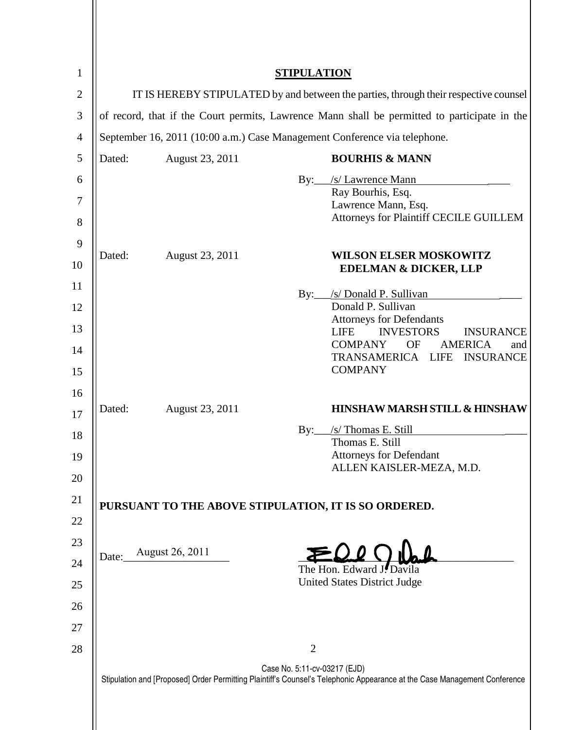**STIPULATION**

IT IS HEREBY STIPULATED by and between the parties, through their respective counsel of record, that if the Court permits, Lawrence Mann shall be permitted to participate in the September 16, 2011 (10:00 a.m.) Case Management Conference via telephone.

Dated: August 23, 2011

**BOURHIS & MANN**

By: /s/ Lawrence Mann
Ray Bourhis, Esq.
Lawrence Mann, Esq.
Attorneys for Plaintiff CECILE GUILLEM

Dated: August 23, 2011

**WILSON ELSER MOSKOWITZ EDELMAN & DICKER, LLP**

By: /s/ Donald P. Sullivan
Donald P. Sullivan
Attorneys for Defendants LIFE INVESTORS INSURANCE COMPANY OF AMERICA and TRANSAMERICA LIFE INSURANCE COMPANY

Dated: August 23, 2011

**HINSHAW MARSH STILL & HINSHAW**

By: /s/ Thomas E. Still
Thomas E. Still
Attorneys for Defendant ALLEN KAISLER-MEZA, M.D.

**PURSUANT TO THE ABOVE STIPULATION, IT IS SO ORDERED.**

Date: August 26, 2011

The Hon. Edward J. Davila
United States District Judge

Case No. 5:11-cv-03217 (EJD)
Stipulation and [Proposed] Order Permitting Plaintiff's Counsel's Telephonic Appearance at the Case Management Conference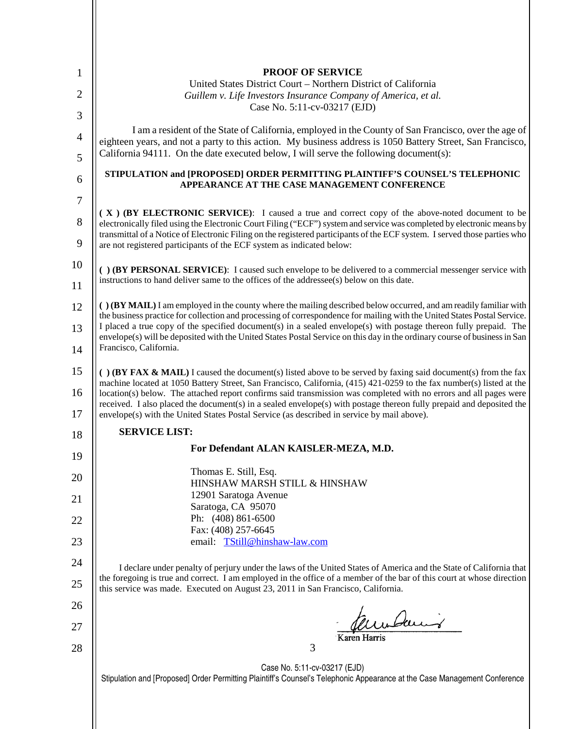**PROOF OF SERVICE**

United States District Court – Northern District of California

*Guillem v. Life Investors Insurance Company of America, et al.*

Case No. 5:11-cv-03217 (EJD)

I am a resident of the State of California, employed in the County of San Francisco, over the age of eighteen years, and not a party to this action. My business address is 1050 Battery Street, San Francisco, California 94111. On the date executed below, I will serve the following document(s):

**STIPULATION and [PROPOSED] ORDER PERMITTING PLAINTIFF'S COUNSEL'S TELEPHONIC APPEARANCE AT THE CASE MANAGEMENT CONFERENCE**

**( X ) (BY ELECTRONIC SERVICE)**: I caused a true and correct copy of the above-noted document to be electronically filed using the Electronic Court Filing ("ECF") system and service was completed by electronic means by transmittal of a Notice of Electronic Filing on the registered participants of the ECF system. I served those parties who are not registered participants of the ECF system as indicated below:

**( ) (BY PERSONAL SERVICE)**: I caused such envelope to be delivered to a commercial messenger service with instructions to hand deliver same to the offices of the addressee(s) below on this date.

**( ) (BY MAIL)** I am employed in the county where the mailing described below occurred, and am readily familiar with the business practice for collection and processing of correspondence for mailing with the United States Postal Service. I placed a true copy of the specified document(s) in a sealed envelope(s) with postage thereon fully prepaid. The envelope(s) will be deposited with the United States Postal Service on this day in the ordinary course of business in San Francisco, California.

**( ) (BY FAX & MAIL)** I caused the document(s) listed above to be served by faxing said document(s) from the fax machine located at 1050 Battery Street, San Francisco, California, (415) 421-0259 to the fax number(s) listed at the location(s) below. The attached report confirms said transmission was completed with no errors and all pages were received. I also placed the document(s) in a sealed envelope(s) with postage thereon fully prepaid and deposited the envelope(s) with the United States Postal Service (as described in service by mail above).

**SERVICE LIST:**

**For Defendant ALAN KAISLER-MEZA, M.D.**

Thomas E. Still, Esq.
HINSHAW MARSH STILL & HINSHAW
12901 Saratoga Avenue
Saratoga, CA 95070
Ph: (408) 861-6500
Fax: (408) 257-6645
email: TStill@hinshaw-law.com

I declare under penalty of perjury under the laws of the United States of America and the State of California that the foregoing is true and correct. I am employed in the office of a member of the bar of this court at whose direction this service was made. Executed on August 23, 2011 in San Francisco, California.

Karen Harris

Case No. 5:11-cv-03217 (EJD)

Stipulation and [Proposed] Order Permitting Plaintiff's Counsel's Telephonic Appearance at the Case Management Conference